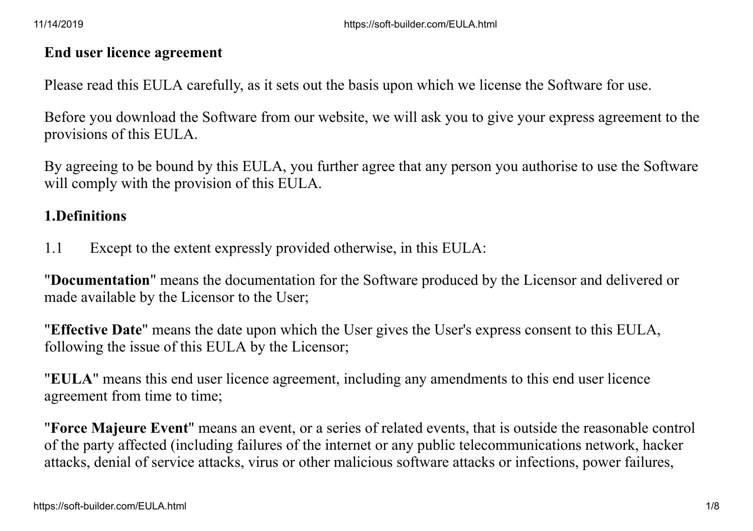# End user licence agreement

Please read this EULA carefully, as it sets out the basis upon which we license the Software for use.

Before you download the Software from our website, we will ask you to give your express agreement to the provisions of this EULA.

By agreeing to be bound by this EULA, you further agree that any person you authorise to use the Software will comply with the provision of this EULA.

## 1.Definitions

1.1 Except to the extent expressly provided otherwise, in this EULA:

"**Documentation**" means the documentation for the Software produced by the Licensor and delivered or made available by the Licensor to the User;

"**Effective Date**" means the date upon which the User gives the User's express consent to this EULA, following the issue of this EULA by the Licensor;

"**EULA**" means this end user licence agreement, including any amendments to this end user licence agreement from time to time;

"**Force Majeure Event**" means an event, or a series of related events, that is outside the reasonable control of the party affected (including failures of the internet or any public telecommunications network, hacker attacks, denial of service attacks, virus or other malicious software attacks or infections, power failures,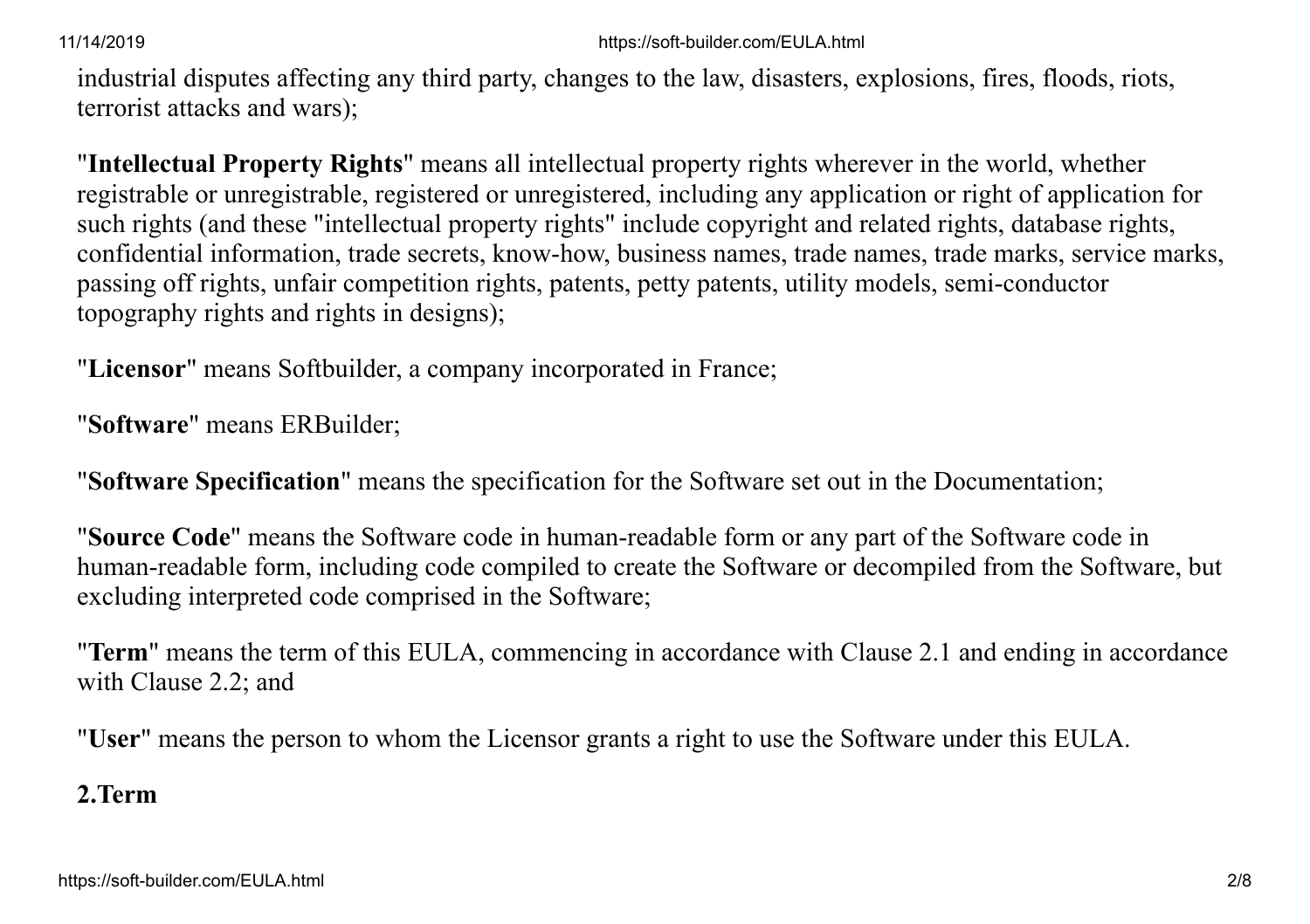industrial disputes affecting any third party, changes to the law, disasters, explosions, fires, floods, riots, terrorist attacks and wars);

"**Intellectual Property Rights**" means all intellectual property rights wherever in the world, whether registrable or unregistrable, registered or unregistered, including any application or right of application for such rights (and these "intellectual property rights" include copyright and related rights, database rights, confidential information, trade secrets, know-how, business names, trade names, trade marks, service marks, passing off rights, unfair competition rights, patents, petty patents, utility models, semi-conductor topography rights and rights in designs);

"**Licensor**" means Softbuilder, a company incorporated in France;

"**Software**" means ERBuilder;

"**Software Specification**" means the specification for the Software set out in the Documentation;

"**Source Code**" means the Software code in human-readable form or any part of the Software code in human-readable form, including code compiled to create the Software or decompiled from the Software, but excluding interpreted code comprised in the Software;

"**Term**" means the term of this EULA, commencing in accordance with Clause 2.1 and ending in accordance with Clause 2.2; and

"**User**" means the person to whom the Licensor grants a right to use the Software under this EULA.

## 2.Term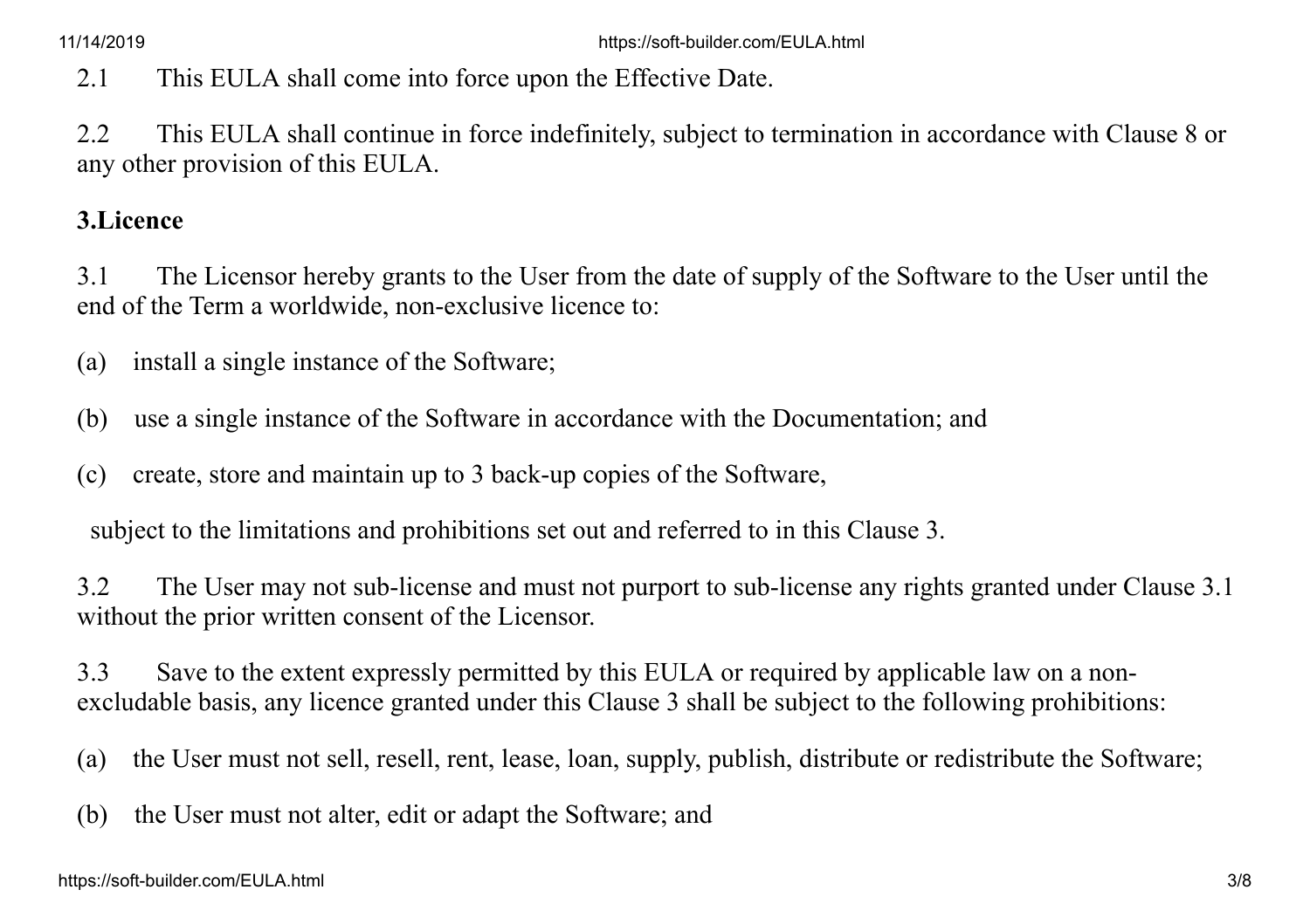2.1 This EULA shall come into force upon the Effective Date.

2.2 This EULA shall continue in force indefinitely, subject to termination in accordance with Clause 8 or any other provision of this EULA.

**3.Licence**

3.1 The Licensor hereby grants to the User from the date of supply of the Software to the User until the end of the Term a worldwide, non-exclusive licence to:

(a) install a single instance of the Software;

(b) use a single instance of the Software in accordance with the Documentation; and

(c) create, store and maintain up to 3 back-up copies of the Software,

subject to the limitations and prohibitions set out and referred to in this Clause 3.

3.2 The User may not sub-license and must not purport to sub-license any rights granted under Clause 3.1 without the prior written consent of the Licensor.

3.3 Save to the extent expressly permitted by this EULA or required by applicable law on a non-excludable basis, any licence granted under this Clause 3 shall be subject to the following prohibitions:

(a) the User must not sell, resell, rent, lease, loan, supply, publish, distribute or redistribute the Software;

(b) the User must not alter, edit or adapt the Software; and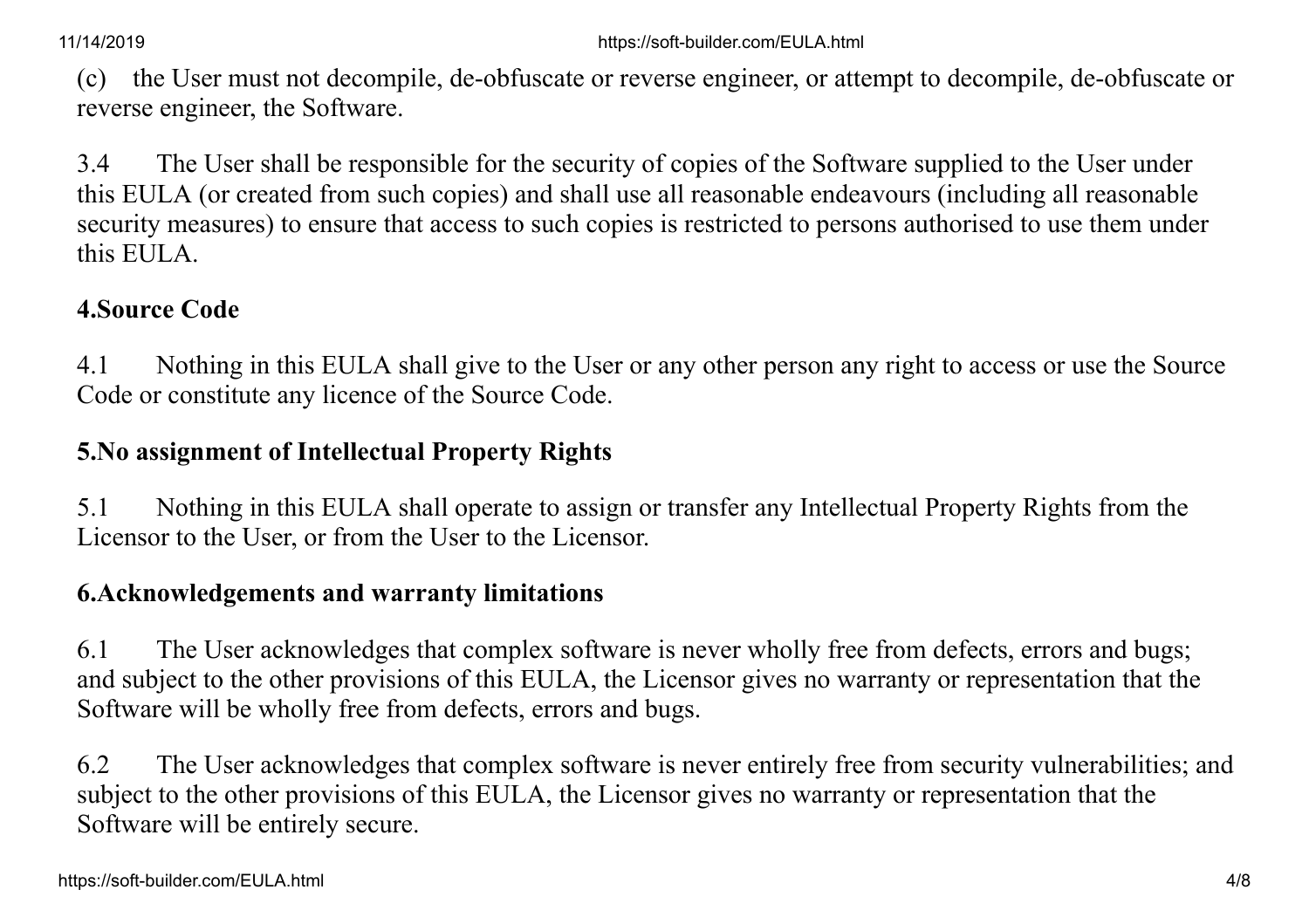(c) the User must not decompile, de-obfuscate or reverse engineer, or attempt to decompile, de-obfuscate or reverse engineer, the Software.

3.4 The User shall be responsible for the security of copies of the Software supplied to the User under this EULA (or created from such copies) and shall use all reasonable endeavours (including all reasonable security measures) to ensure that access to such copies is restricted to persons authorised to use them under this EULA.

**4.Source Code**

4.1 Nothing in this EULA shall give to the User or any other person any right to access or use the Source Code or constitute any licence of the Source Code.

**5.No assignment of Intellectual Property Rights**

5.1 Nothing in this EULA shall operate to assign or transfer any Intellectual Property Rights from the Licensor to the User, or from the User to the Licensor.

**6.Acknowledgements and warranty limitations**

6.1 The User acknowledges that complex software is never wholly free from defects, errors and bugs; and subject to the other provisions of this EULA, the Licensor gives no warranty or representation that the Software will be wholly free from defects, errors and bugs.

6.2 The User acknowledges that complex software is never entirely free from security vulnerabilities; and subject to the other provisions of this EULA, the Licensor gives no warranty or representation that the Software will be entirely secure.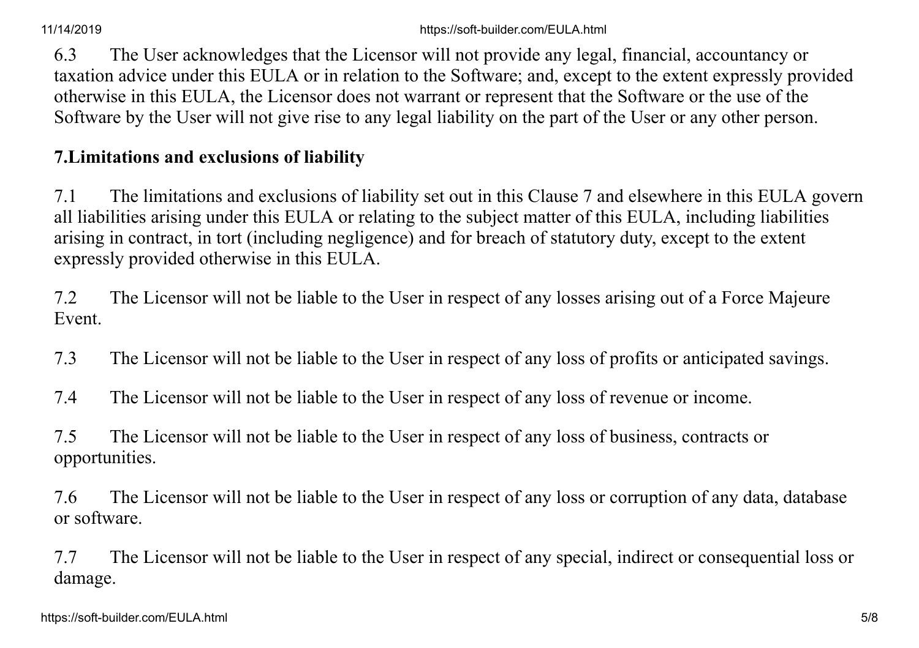6.3 The User acknowledges that the Licensor will not provide any legal, financial, accountancy or taxation advice under this EULA or in relation to the Software; and, except to the extent expressly provided otherwise in this EULA, the Licensor does not warrant or represent that the Software or the use of the Software by the User will not give rise to any legal liability on the part of the User or any other person.

## 7.Limitations and exclusions of liability

7.1 The limitations and exclusions of liability set out in this Clause 7 and elsewhere in this EULA govern all liabilities arising under this EULA or relating to the subject matter of this EULA, including liabilities arising in contract, in tort (including negligence) and for breach of statutory duty, except to the extent expressly provided otherwise in this EULA.

7.2 The Licensor will not be liable to the User in respect of any losses arising out of a Force Majeure Event.

7.3 The Licensor will not be liable to the User in respect of any loss of profits or anticipated savings.

7.4 The Licensor will not be liable to the User in respect of any loss of revenue or income.

7.5 The Licensor will not be liable to the User in respect of any loss of business, contracts or opportunities.

7.6 The Licensor will not be liable to the User in respect of any loss or corruption of any data, database or software.

7.7 The Licensor will not be liable to the User in respect of any special, indirect or consequential loss or damage.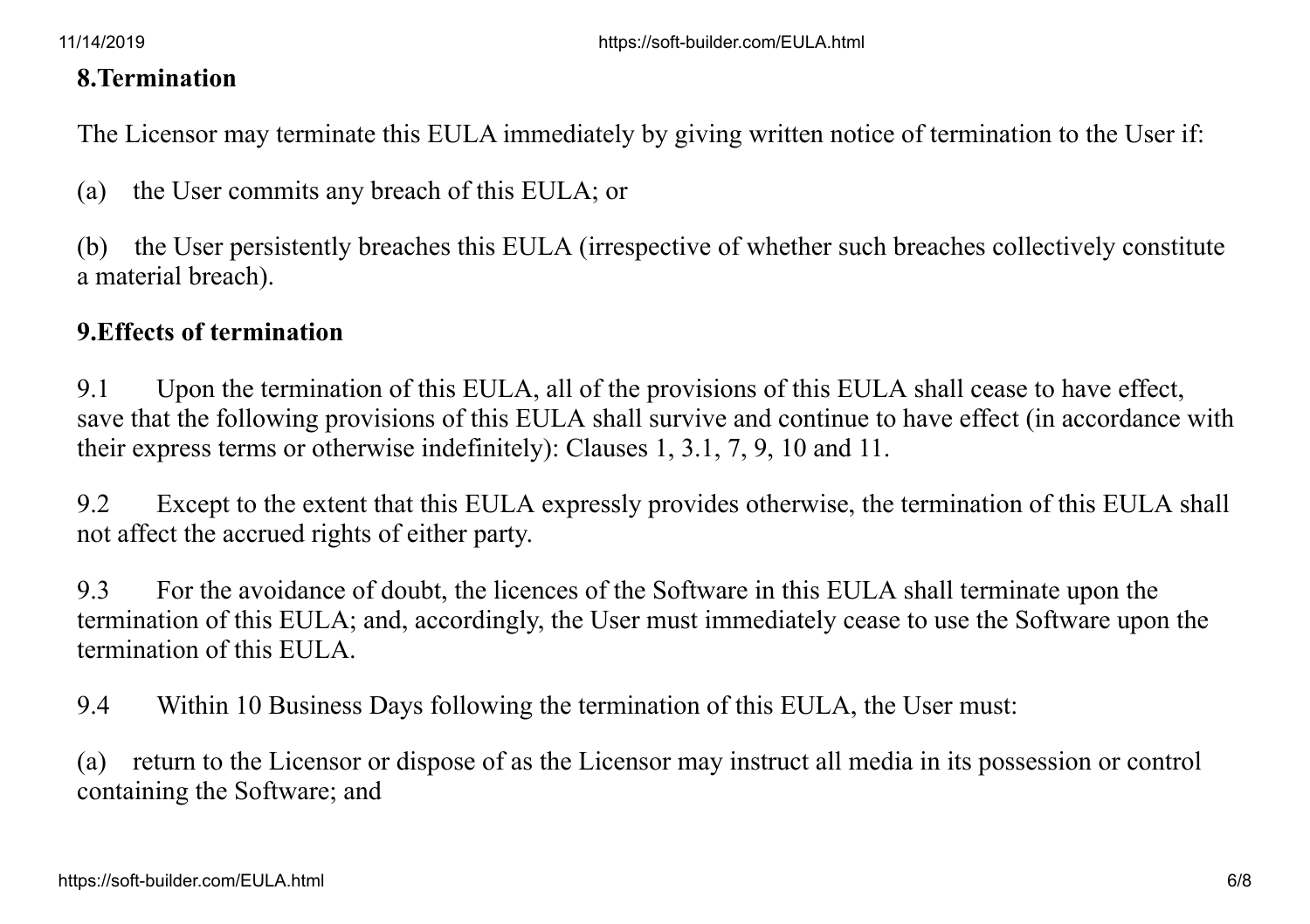**8.Termination**

The Licensor may terminate this EULA immediately by giving written notice of termination to the User if:

(a) the User commits any breach of this EULA; or

(b) the User persistently breaches this EULA (irrespective of whether such breaches collectively constitute a material breach).

**9.Effects of termination**

9.1 Upon the termination of this EULA, all of the provisions of this EULA shall cease to have effect, save that the following provisions of this EULA shall survive and continue to have effect (in accordance with their express terms or otherwise indefinitely): Clauses 1, 3.1, 7, 9, 10 and 11.

9.2 Except to the extent that this EULA expressly provides otherwise, the termination of this EULA shall not affect the accrued rights of either party.

9.3 For the avoidance of doubt, the licences of the Software in this EULA shall terminate upon the termination of this EULA; and, accordingly, the User must immediately cease to use the Software upon the termination of this EULA.

9.4 Within 10 Business Days following the termination of this EULA, the User must:

(a) return to the Licensor or dispose of as the Licensor may instruct all media in its possession or control containing the Software; and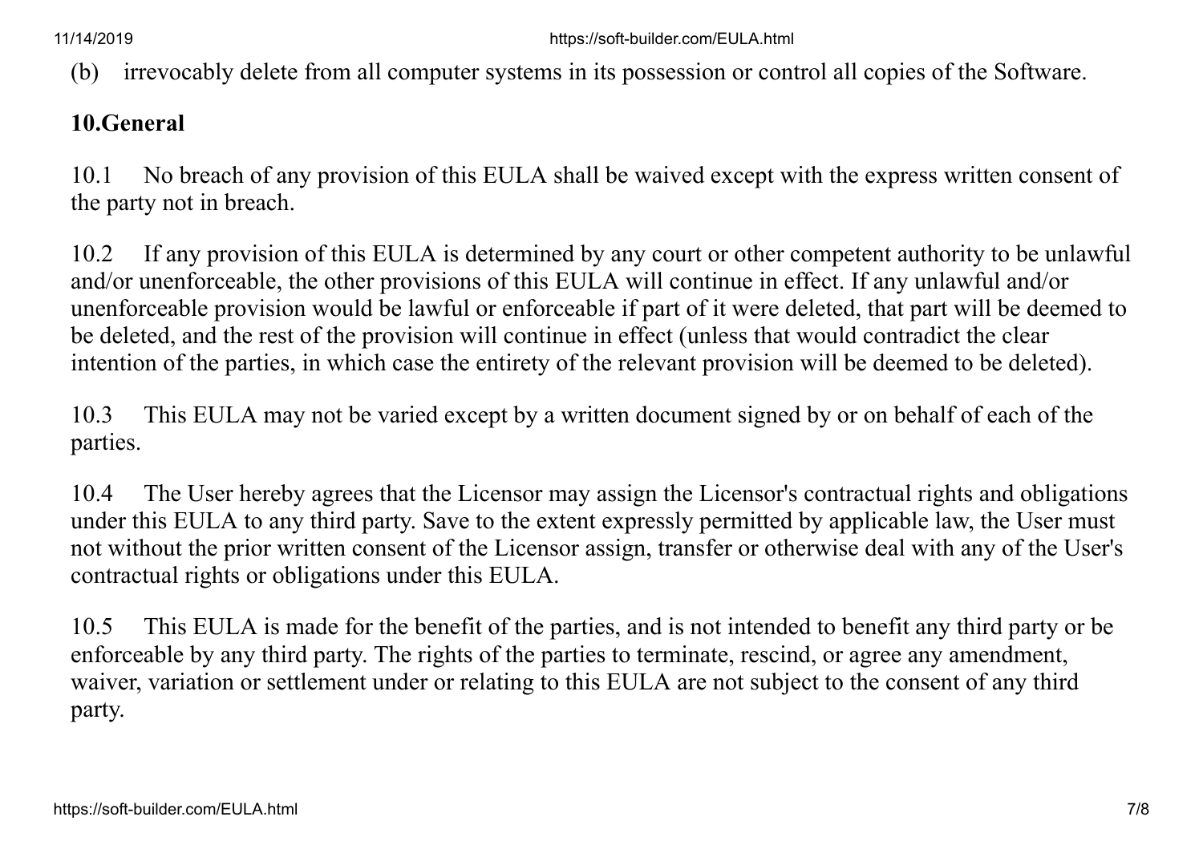(b) irrevocably delete from all computer systems in its possession or control all copies of the Software.

**10.General**

10.1 No breach of any provision of this EULA shall be waived except with the express written consent of the party not in breach.

10.2 If any provision of this EULA is determined by any court or other competent authority to be unlawful and/or unenforceable, the other provisions of this EULA will continue in effect. If any unlawful and/or unenforceable provision would be lawful or enforceable if part of it were deleted, that part will be deemed to be deleted, and the rest of the provision will continue in effect (unless that would contradict the clear intention of the parties, in which case the entirety of the relevant provision will be deemed to be deleted).

10.3 This EULA may not be varied except by a written document signed by or on behalf of each of the parties.

10.4 The User hereby agrees that the Licensor may assign the Licensor's contractual rights and obligations under this EULA to any third party. Save to the extent expressly permitted by applicable law, the User must not without the prior written consent of the Licensor assign, transfer or otherwise deal with any of the User's contractual rights or obligations under this EULA.

10.5 This EULA is made for the benefit of the parties, and is not intended to benefit any third party or be enforceable by any third party. The rights of the parties to terminate, rescind, or agree any amendment, waiver, variation or settlement under or relating to this EULA are not subject to the consent of any third party.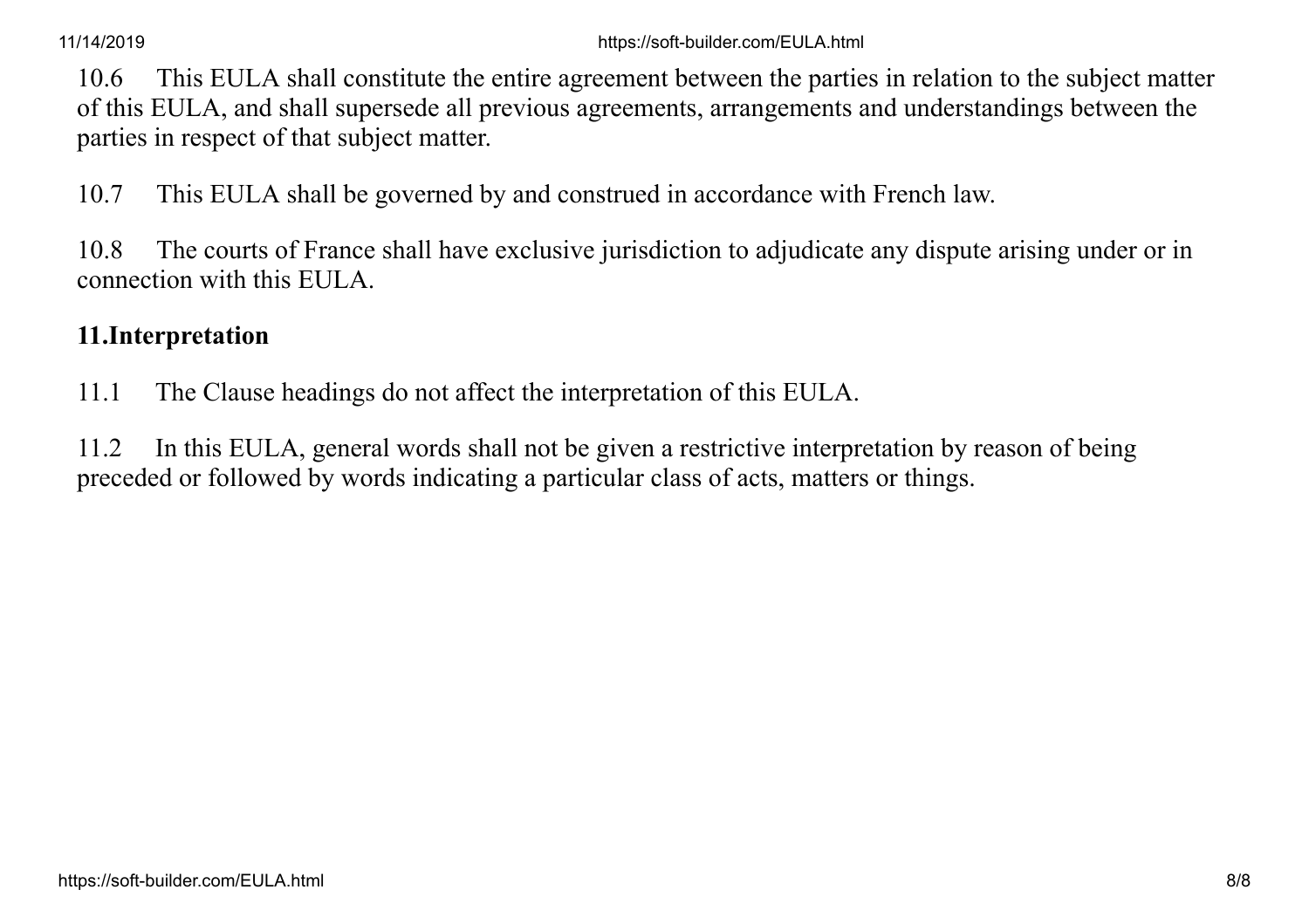10.6 This EULA shall constitute the entire agreement between the parties in relation to the subject matter of this EULA, and shall supersede all previous agreements, arrangements and understandings between the parties in respect of that subject matter.

10.7 This EULA shall be governed by and construed in accordance with French law.

10.8 The courts of France shall have exclusive jurisdiction to adjudicate any dispute arising under or in connection with this EULA.

**11.Interpretation**

11.1 The Clause headings do not affect the interpretation of this EULA.

11.2 In this EULA, general words shall not be given a restrictive interpretation by reason of being preceded or followed by words indicating a particular class of acts, matters or things.